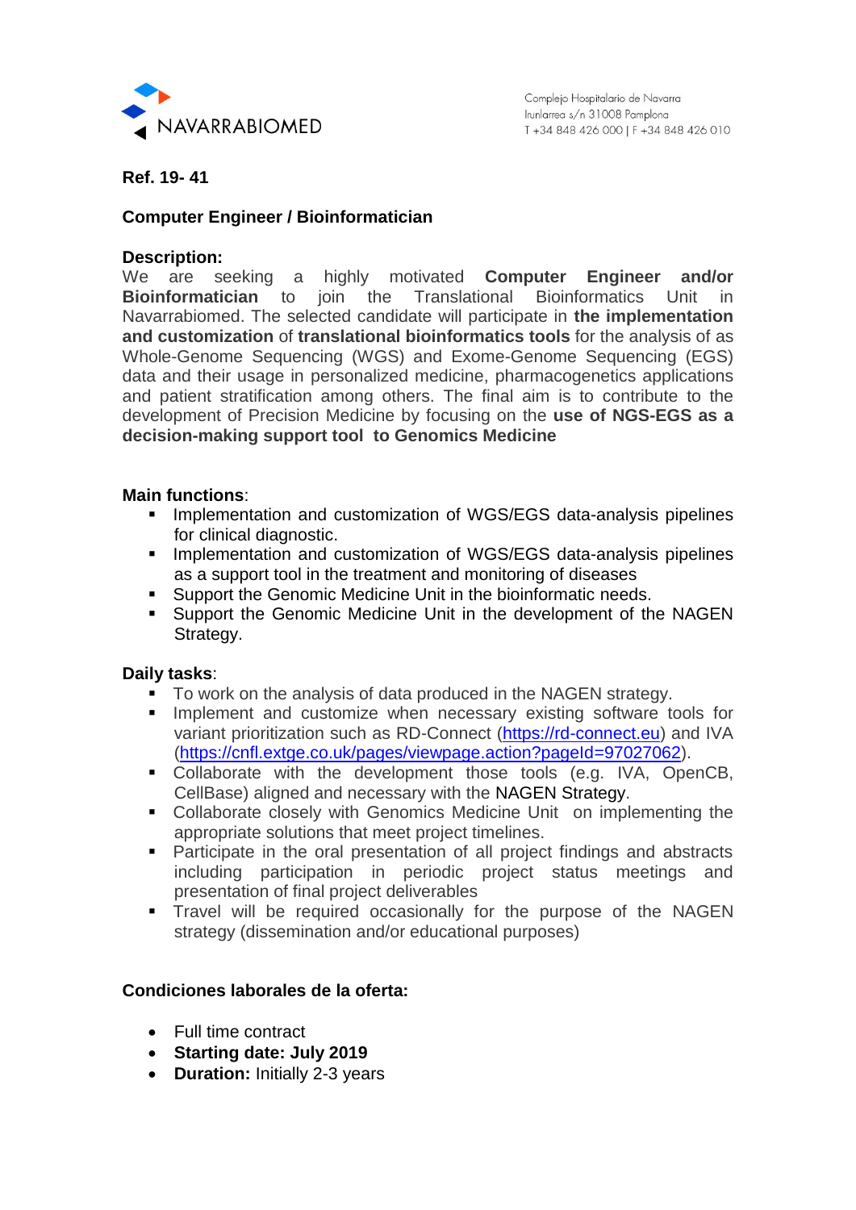NAVARRABIOMED

Complejo Hospitalario de Navarra
Irunlarrea s/n 31008 Pamplona
T +34 848 426 000 | F +34 848 426 010

**Ref. 19- 41**

**Computer Engineer / Bioinformatician**

**Description:**
We are seeking a highly motivated **Computer Engineer and/or Bioinformatician** to join the Translational Bioinformatics Unit in Navarrabiomed. The selected candidate will participate in **the implementation and customization** of **translational bioinformatics tools** for the analysis of as Whole-Genome Sequencing (WGS) and Exome-Genome Sequencing (EGS) data and their usage in personalized medicine, pharmacogenetics applications and patient stratification among others. The final aim is to contribute to the development of Precision Medicine by focusing on the **use of NGS-EGS as a decision-making support tool to Genomics Medicine**

**Main functions**:

- Implementation and customization of WGS/EGS data-analysis pipelines for clinical diagnostic.
- Implementation and customization of WGS/EGS data-analysis pipelines as a support tool in the treatment and monitoring of diseases
- Support the Genomic Medicine Unit in the bioinformatic needs.
- Support the Genomic Medicine Unit in the development of the NAGEN Strategy.

**Daily tasks**:

- To work on the analysis of data produced in the NAGEN strategy.
- Implement and customize when necessary existing software tools for variant prioritization such as RD-Connect (https://rd-connect.eu) and IVA (https://cnfl.extge.co.uk/pages/viewpage.action?pageId=97027062).
- Collaborate with the development those tools (e.g. IVA, OpenCB, CellBase) aligned and necessary with the NAGEN Strategy.
- Collaborate closely with Genomics Medicine Unit on implementing the appropriate solutions that meet project timelines.
- Participate in the oral presentation of all project findings and abstracts including participation in periodic project status meetings and presentation of final project deliverables
- Travel will be required occasionally for the purpose of the NAGEN strategy (dissemination and/or educational purposes)

**Condiciones laborales de la oferta:**

- Full time contract
- **Starting date: July 2019**
- **Duration:** Initially 2-3 years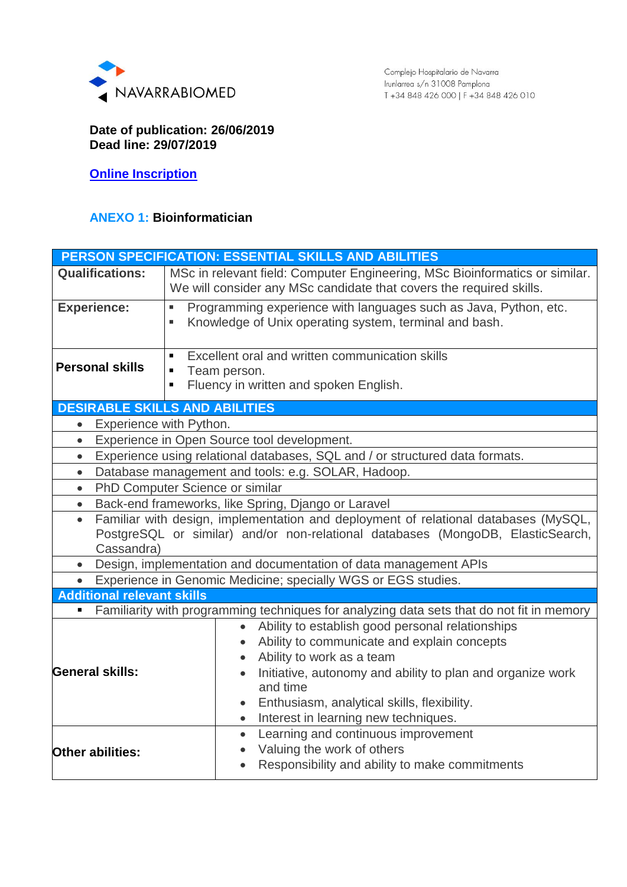Complejo Hospitalario de Navarra
Irunlarrea s/n 31008 Pamplona
T +34 848 426 000 | F +34 848 426 010

**Date of publication: 26/06/2019**
**Dead line: 29/07/2019**

**Online Inscription**

## ANEXO 1: Bioinformatician

| PERSON SPECIFICATION: ESSENTIAL SKILLS AND ABILITIES | |
|---|---|
| **Qualifications:** | MSc in relevant field: Computer Engineering, MSc Bioinformatics or similar. We will consider any MSc candidate that covers the required skills. |
| **Experience:** | ▪ Programming experience with languages such as Java, Python, etc.<br>▪ Knowledge of Unix operating system, terminal and bash. |
| **Personal skills** | ▪ Excellent oral and written communication skills<br>▪ Team person.<br>▪ Fluency in written and spoken English. |
| **DESIRABLE SKILLS AND ABILITIES** | |
| • Experience with Python. | |
| • Experience in Open Source tool development. | |
| • Experience using relational databases, SQL and / or structured data formats. | |
| • Database management and tools: e.g. SOLAR, Hadoop. | |
| • PhD Computer Science or similar | |
| • Back-end frameworks, like Spring, Django or Laravel | |
| • Familiar with design, implementation and deployment of relational databases (MySQL, PostgreSQL or similar) and/or non-relational databases (MongoDB, ElasticSearch, Cassandra) | |
| • Design, implementation and documentation of data management APIs | |
| • Experience in Genomic Medicine; specially WGS or EGS studies. | |
| **Additional relevant skills** | |
| ▪ Familiarity with programming techniques for analyzing data sets that do not fit in memory | |
| **General skills:** | • Ability to establish good personal relationships<br>• Ability to communicate and explain concepts<br>• Ability to work as a team<br>• Initiative, autonomy and ability to plan and organize work and time<br>• Enthusiasm, analytical skills, flexibility.<br>• Interest in learning new techniques. |
| **Other abilities:** | • Learning and continuous improvement<br>• Valuing the work of others<br>• Responsibility and ability to make commitments |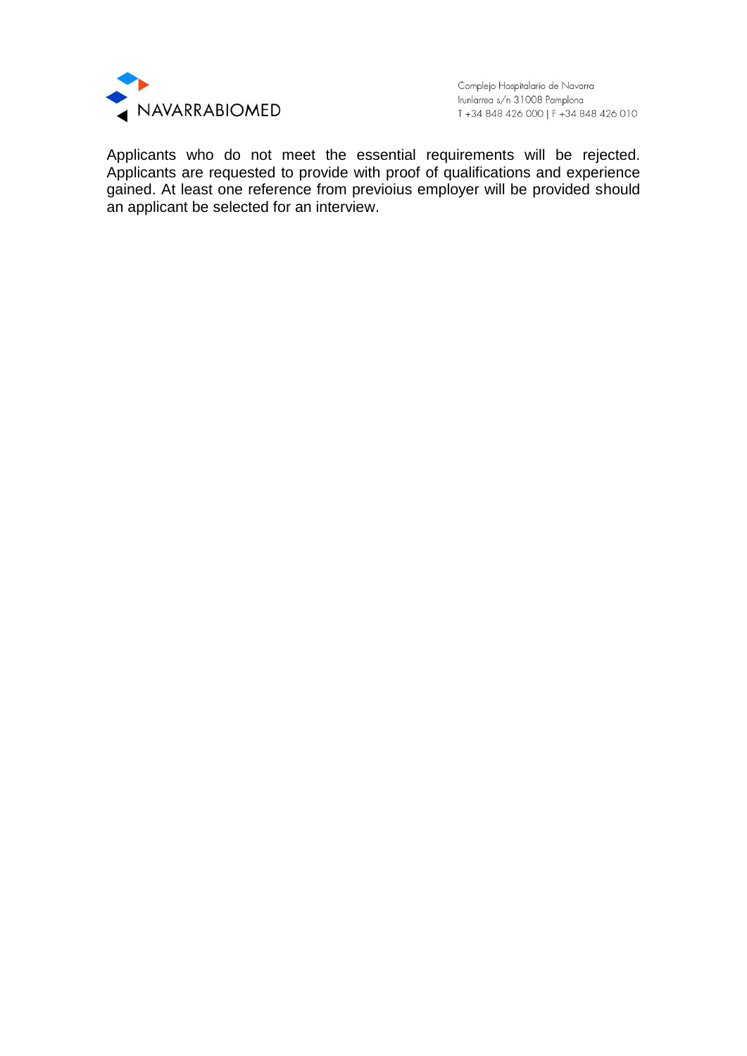Applicants who do not meet the essential requirements will be rejected. Applicants are requested to provide with proof of qualifications and experience gained. At least one reference from previoius employer will be provided should an applicant be selected for an interview.